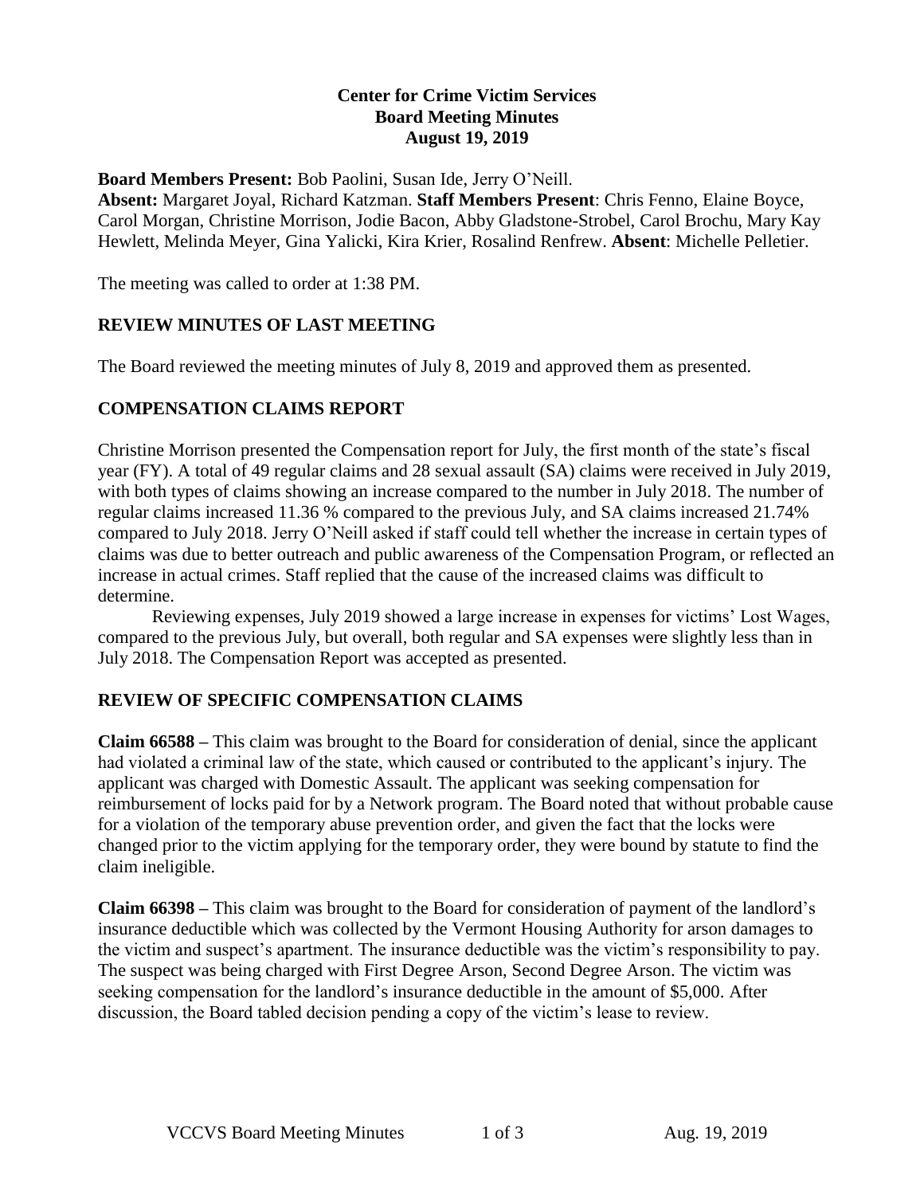**Center for Crime Victim Services**
**Board Meeting Minutes**
**August 19, 2019**

**Board Members Present:** Bob Paolini, Susan Ide, Jerry O'Neill.
**Absent:** Margaret Joyal, Richard Katzman. **Staff Members Present**: Chris Fenno, Elaine Boyce, Carol Morgan, Christine Morrison, Jodie Bacon, Abby Gladstone-Strobel, Carol Brochu, Mary Kay Hewlett, Melinda Meyer, Gina Yalicki, Kira Krier, Rosalind Renfrew. **Absent**: Michelle Pelletier.

The meeting was called to order at 1:38 PM.

## REVIEW MINUTES OF LAST MEETING

The Board reviewed the meeting minutes of July 8, 2019 and approved them as presented.

## COMPENSATION CLAIMS REPORT

Christine Morrison presented the Compensation report for July, the first month of the state's fiscal year (FY). A total of 49 regular claims and 28 sexual assault (SA) claims were received in July 2019, with both types of claims showing an increase compared to the number in July 2018. The number of regular claims increased 11.36 % compared to the previous July, and SA claims increased 21.74% compared to July 2018. Jerry O'Neill asked if staff could tell whether the increase in certain types of claims was due to better outreach and public awareness of the Compensation Program, or reflected an increase in actual crimes. Staff replied that the cause of the increased claims was difficult to determine.

Reviewing expenses, July 2019 showed a large increase in expenses for victims' Lost Wages, compared to the previous July, but overall, both regular and SA expenses were slightly less than in July 2018. The Compensation Report was accepted as presented.

## REVIEW OF SPECIFIC COMPENSATION CLAIMS

**Claim 66588 –** This claim was brought to the Board for consideration of denial, since the applicant had violated a criminal law of the state, which caused or contributed to the applicant's injury. The applicant was charged with Domestic Assault. The applicant was seeking compensation for reimbursement of locks paid for by a Network program. The Board noted that without probable cause for a violation of the temporary abuse prevention order, and given the fact that the locks were changed prior to the victim applying for the temporary order, they were bound by statute to find the claim ineligible.

**Claim 66398 –** This claim was brought to the Board for consideration of payment of the landlord's insurance deductible which was collected by the Vermont Housing Authority for arson damages to the victim and suspect's apartment. The insurance deductible was the victim's responsibility to pay. The suspect was being charged with First Degree Arson, Second Degree Arson. The victim was seeking compensation for the landlord's insurance deductible in the amount of $5,000. After discussion, the Board tabled decision pending a copy of the victim's lease to review.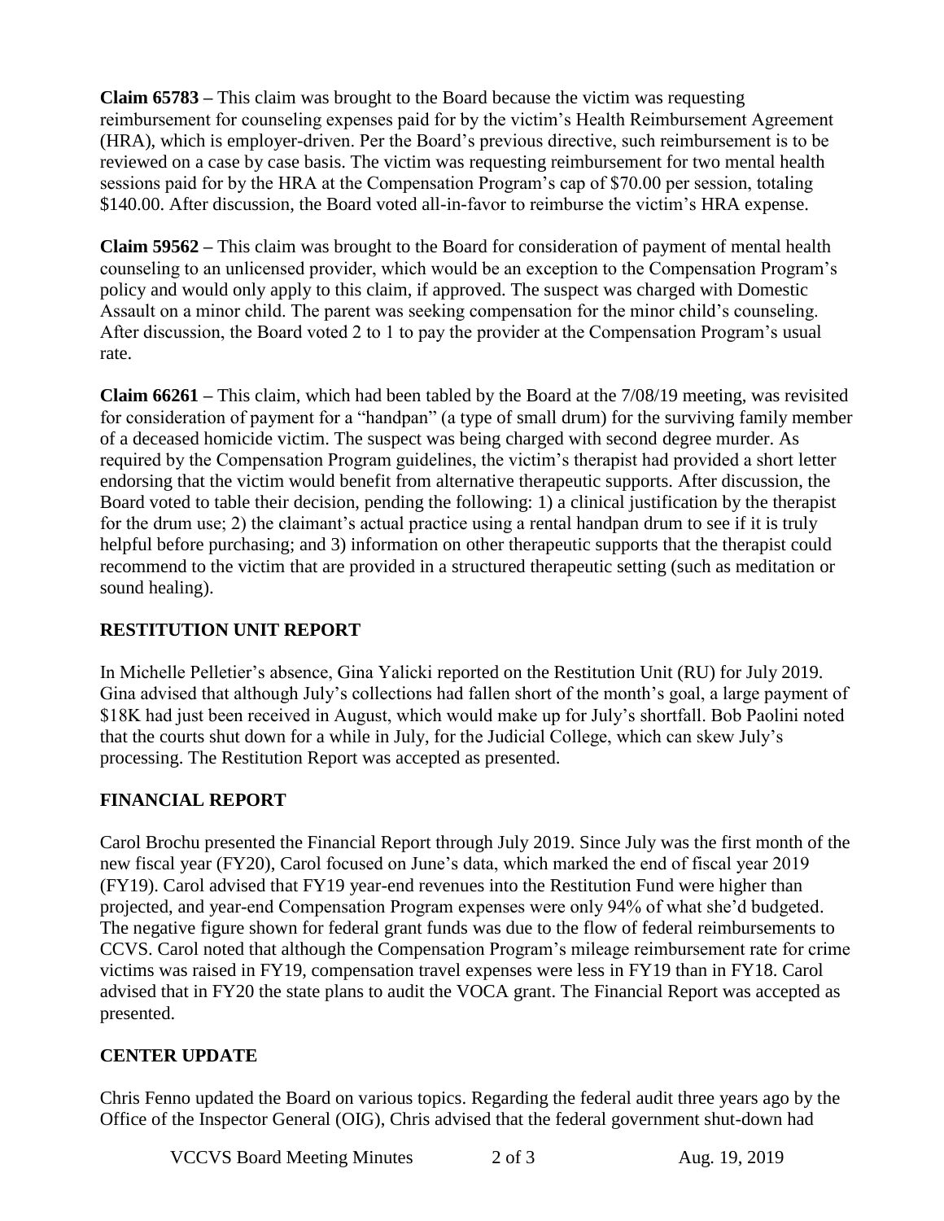**Claim 65783 –** This claim was brought to the Board because the victim was requesting reimbursement for counseling expenses paid for by the victim's Health Reimbursement Agreement (HRA), which is employer-driven. Per the Board's previous directive, such reimbursement is to be reviewed on a case by case basis. The victim was requesting reimbursement for two mental health sessions paid for by the HRA at the Compensation Program's cap of $70.00 per session, totaling $140.00. After discussion, the Board voted all-in-favor to reimburse the victim's HRA expense.

**Claim 59562 –** This claim was brought to the Board for consideration of payment of mental health counseling to an unlicensed provider, which would be an exception to the Compensation Program's policy and would only apply to this claim, if approved. The suspect was charged with Domestic Assault on a minor child. The parent was seeking compensation for the minor child's counseling. After discussion, the Board voted 2 to 1 to pay the provider at the Compensation Program's usual rate.

**Claim 66261 –** This claim, which had been tabled by the Board at the 7/08/19 meeting, was revisited for consideration of payment for a "handpan" (a type of small drum) for the surviving family member of a deceased homicide victim. The suspect was being charged with second degree murder. As required by the Compensation Program guidelines, the victim's therapist had provided a short letter endorsing that the victim would benefit from alternative therapeutic supports. After discussion, the Board voted to table their decision, pending the following: 1) a clinical justification by the therapist for the drum use; 2) the claimant's actual practice using a rental handpan drum to see if it is truly helpful before purchasing; and 3) information on other therapeutic supports that the therapist could recommend to the victim that are provided in a structured therapeutic setting (such as meditation or sound healing).

## RESTITUTION UNIT REPORT

In Michelle Pelletier's absence, Gina Yalicki reported on the Restitution Unit (RU) for July 2019. Gina advised that although July's collections had fallen short of the month's goal, a large payment of $18K had just been received in August, which would make up for July's shortfall. Bob Paolini noted that the courts shut down for a while in July, for the Judicial College, which can skew July's processing. The Restitution Report was accepted as presented.

## FINANCIAL REPORT

Carol Brochu presented the Financial Report through July 2019. Since July was the first month of the new fiscal year (FY20), Carol focused on June's data, which marked the end of fiscal year 2019 (FY19). Carol advised that FY19 year-end revenues into the Restitution Fund were higher than projected, and year-end Compensation Program expenses were only 94% of what she'd budgeted. The negative figure shown for federal grant funds was due to the flow of federal reimbursements to CCVS. Carol noted that although the Compensation Program's mileage reimbursement rate for crime victims was raised in FY19, compensation travel expenses were less in FY19 than in FY18. Carol advised that in FY20 the state plans to audit the VOCA grant. The Financial Report was accepted as presented.

## CENTER UPDATE

Chris Fenno updated the Board on various topics. Regarding the federal audit three years ago by the Office of the Inspector General (OIG), Chris advised that the federal government shut-down had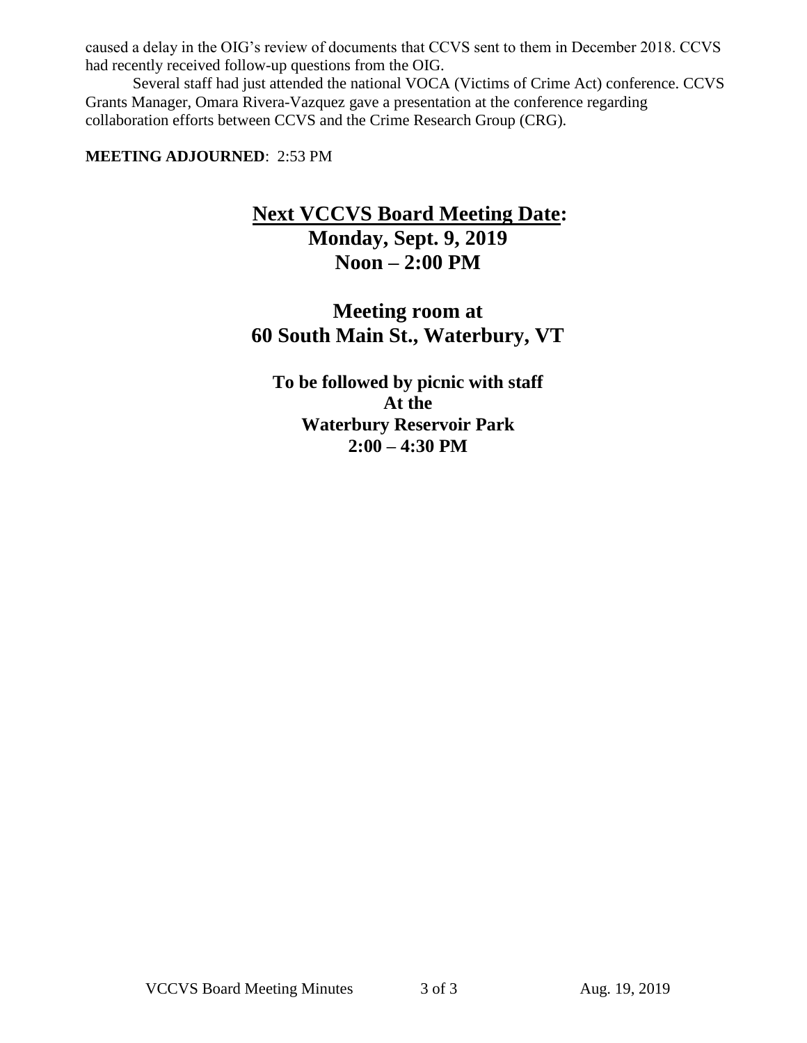caused a delay in the OIG's review of documents that CCVS sent to them in December 2018. CCVS had recently received follow-up questions from the OIG.

Several staff had just attended the national VOCA (Victims of Crime Act) conference. CCVS Grants Manager, Omara Rivera-Vazquez gave a presentation at the conference regarding collaboration efforts between CCVS and the Crime Research Group (CRG).

**MEETING ADJOURNED**: 2:53 PM

## Next VCCVS Board Meeting Date:
## Monday, Sept. 9, 2019
## Noon – 2:00 PM

## Meeting room at
## 60 South Main St., Waterbury, VT

**To be followed by picnic with staff**
**At the**
**Waterbury Reservoir Park**
**2:00 – 4:30 PM**